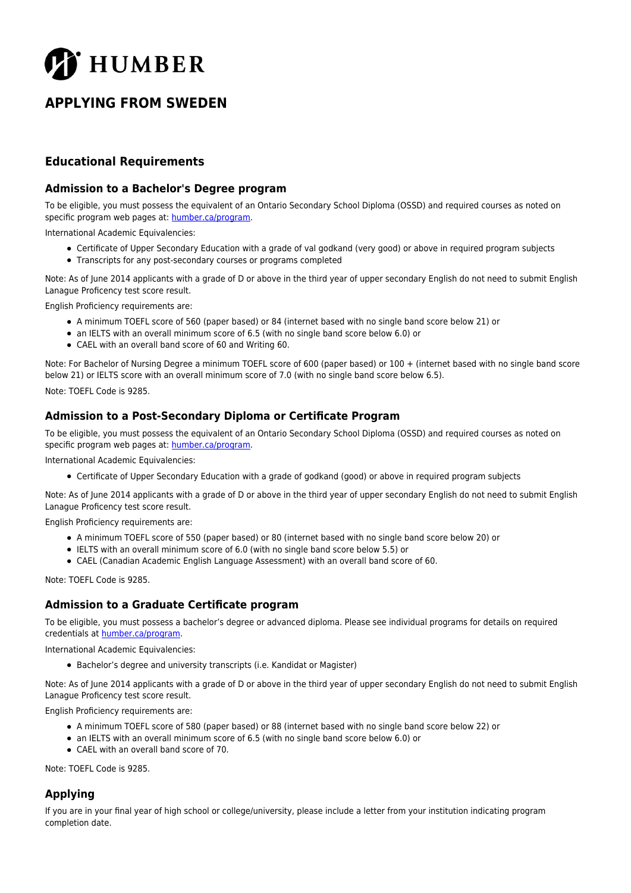# HUMBER

# APPLYING FROM SWEDEN

## Educational Requirements

### Admission to a Bachelor's Degree program

To be eligible, you must possess the equivalent of an Ontario Secondary School Diploma (OSSD) and required courses as noted on specific program web pages at: [humber.ca/program](humber.ca/program).

International Academic Equivalencies:

- Certificate of Upper Secondary Education with a grade of val godkand (very good) or above in required program subjects
- Transcripts for any post-secondary courses or programs completed

Note: As of June 2014 applicants with a grade of D or above in the third year of upper secondary English do not need to submit English Lanague Proficency test score result.

English Proficiency requirements are:

- A minimum TOEFL score of 560 (paper based) or 84 (internet based with no single band score below 21) or
- an IELTS with an overall minimum score of 6.5 (with no single band score below 6.0) or
- CAEL with an overall band score of 60 and Writing 60.

Note: For Bachelor of Nursing Degree a minimum TOEFL score of 600 (paper based) or 100 + (internet based with no single band score below 21) or IELTS score with an overall minimum score of 7.0 (with no single band score below 6.5).

Note: TOEFL Code is 9285.

### Admission to a Post-Secondary Diploma or Certificate Program

To be eligible, you must possess the equivalent of an Ontario Secondary School Diploma (OSSD) and required courses as noted on specific program web pages at: [humber.ca/program](humber.ca/program).

International Academic Equivalencies:

- Certificate of Upper Secondary Education with a grade of godkand (good) or above in required program subjects

Note: As of June 2014 applicants with a grade of D or above in the third year of upper secondary English do not need to submit English Lanague Proficency test score result.

English Proficiency requirements are:

- A minimum TOEFL score of 550 (paper based) or 80 (internet based with no single band score below 20) or
- IELTS with an overall minimum score of 6.0 (with no single band score below 5.5) or
- CAEL (Canadian Academic English Language Assessment) with an overall band score of 60.

Note: TOEFL Code is 9285.

### Admission to a Graduate Certificate program

To be eligible, you must possess a bachelor's degree or advanced diploma. Please see individual programs for details on required credentials at [humber.ca/program](humber.ca/program).

International Academic Equivalencies:

- Bachelor's degree and university transcripts (i.e. Kandidat or Magister)

Note: As of June 2014 applicants with a grade of D or above in the third year of upper secondary English do not need to submit English Lanague Proficency test score result.

English Proficiency requirements are:

- A minimum TOEFL score of 580 (paper based) or 88 (internet based with no single band score below 22) or
- an IELTS with an overall minimum score of 6.5 (with no single band score below 6.0) or
- CAEL with an overall band score of 70.

Note: TOEFL Code is 9285.

## Applying

If you are in your final year of high school or college/university, please include a letter from your institution indicating program completion date.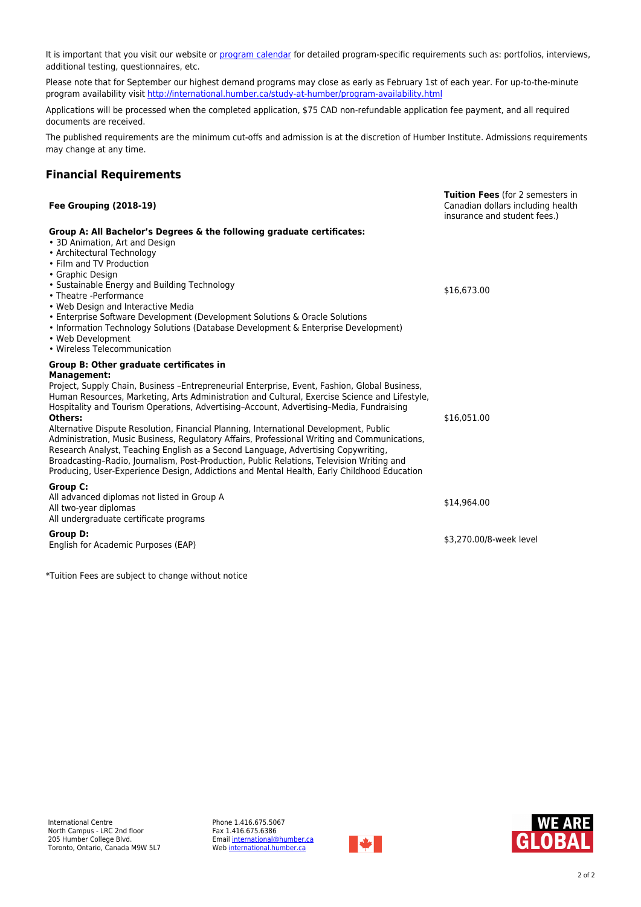It is important that you visit our website or [program calendar](#) for detailed program-specific requirements such as: portfolios, interviews, additional testing, questionnaires, etc.

Please note that for September our highest demand programs may close as early as February 1st of each year. For up-to-the-minute program availability visit http://international.humber.ca/study-at-humber/program-availability.html

Applications will be processed when the completed application, $75 CAD non-refundable application fee payment, and all required documents are received.

The published requirements are the minimum cut-offs and admission is at the discretion of Humber Institute. Admissions requirements may change at any time.

## Financial Requirements

| **Fee Grouping (2018-19)** | **Tuition Fees** (for 2 semesters in Canadian dollars including health insurance and student fees.) |
|---|---|
| **Group A: All Bachelor's Degrees & the following graduate certificates:**<br>• 3D Animation, Art and Design<br>• Architectural Technology<br>• Film and TV Production<br>• Graphic Design<br>• Sustainable Energy and Building Technology<br>• Theatre -Performance<br>• Web Design and Interactive Media<br>• Enterprise Software Development (Development Solutions & Oracle Solutions<br>• Information Technology Solutions (Database Development & Enterprise Development)<br>• Web Development<br>• Wireless Telecommunication | $16,673.00 |
| **Group B: Other graduate certificates in**<br>**Management:**<br>Project, Supply Chain, Business –Entrepreneurial Enterprise, Event, Fashion, Global Business, Human Resources, Marketing, Arts Administration and Cultural, Exercise Science and Lifestyle, Hospitality and Tourism Operations, Advertising–Account, Advertising–Media, Fundraising<br>**Others:**<br>Alternative Dispute Resolution, Financial Planning, International Development, Public Administration, Music Business, Regulatory Affairs, Professional Writing and Communications, Research Analyst, Teaching English as a Second Language, Advertising Copywriting, Broadcasting–Radio, Journalism, Post-Production, Public Relations, Television Writing and Producing, User-Experience Design, Addictions and Mental Health, Early Childhood Education | $16,051.00 |
| **Group C:**<br>All advanced diplomas not listed in Group A<br>All two-year diplomas<br>All undergraduate certificate programs | $14,964.00 |
| **Group D:**<br>English for Academic Purposes (EAP) | $3,270.00/8-week level |

*Tuition Fees are subject to change without notice

International Centre
North Campus - LRC 2nd floor
205 Humber College Blvd.
Toronto, Ontario, Canada M9W 5L7

Phone 1.416.675.5067
Fax 1.416.675.6386
Email international@humber.ca
Web international.humber.ca

WE ARE GLOBAL